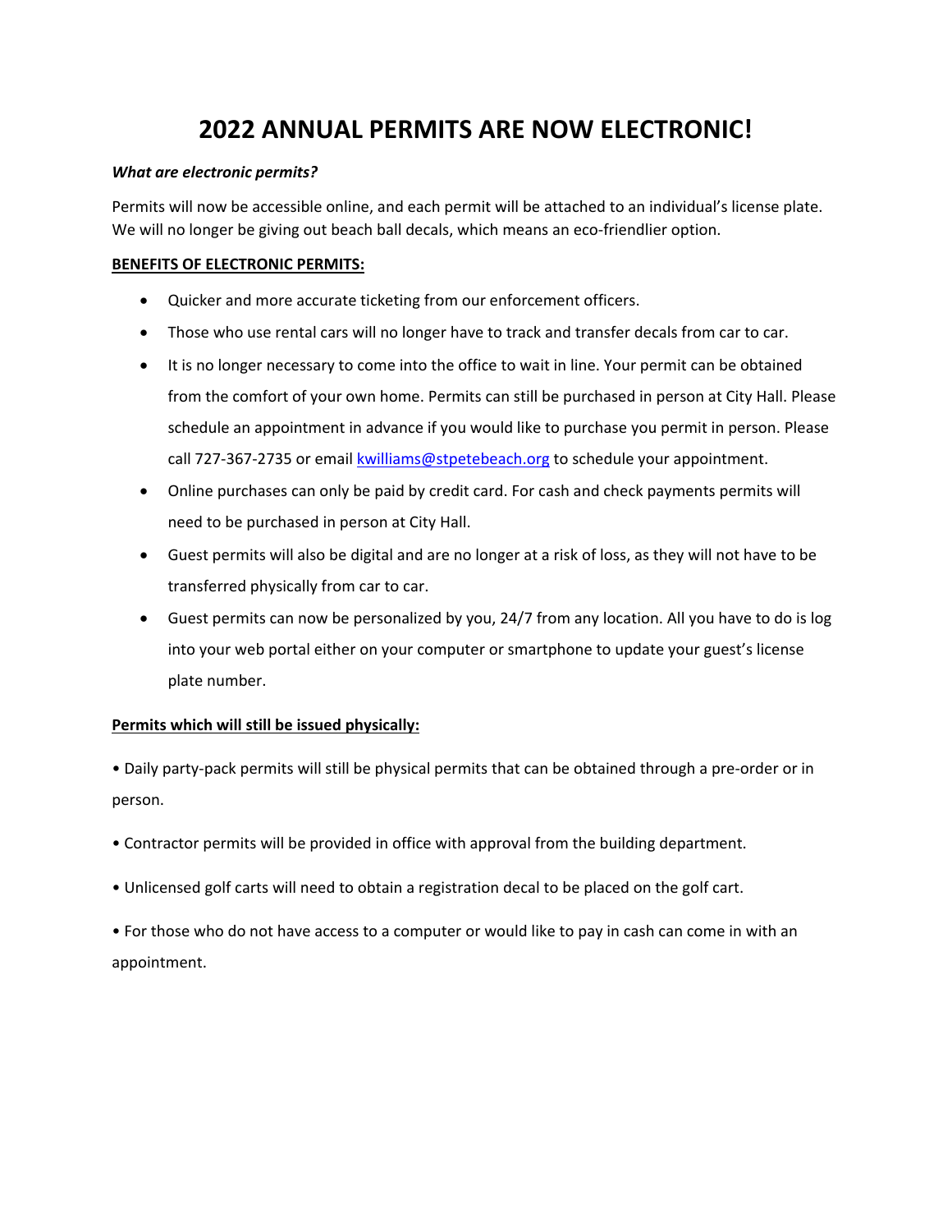# 2022 ANNUAL PERMITS ARE NOW ELECTRONIC!

***What are electronic permits?***

Permits will now be accessible online, and each permit will be attached to an individual's license plate. We will no longer be giving out beach ball decals, which means an eco-friendlier option.

**<u>BENEFITS OF ELECTRONIC PERMITS:</u>**

- Quicker and more accurate ticketing from our enforcement officers.
- Those who use rental cars will no longer have to track and transfer decals from car to car.
- It is no longer necessary to come into the office to wait in line. Your permit can be obtained from the comfort of your own home. Permits can still be purchased in person at City Hall. Please schedule an appointment in advance if you would like to purchase you permit in person. Please call 727-367-2735 or email kwilliams@stpetebeach.org to schedule your appointment.
- Online purchases can only be paid by credit card. For cash and check payments permits will need to be purchased in person at City Hall.
- Guest permits will also be digital and are no longer at a risk of loss, as they will not have to be transferred physically from car to car.
- Guest permits can now be personalized by you, 24/7 from any location. All you have to do is log into your web portal either on your computer or smartphone to update your guest's license plate number.

**<u>Permits which will still be issued physically:</u>**

- Daily party-pack permits will still be physical permits that can be obtained through a pre-order or in person.
- Contractor permits will be provided in office with approval from the building department.
- Unlicensed golf carts will need to obtain a registration decal to be placed on the golf cart.
- For those who do not have access to a computer or would like to pay in cash can come in with an appointment.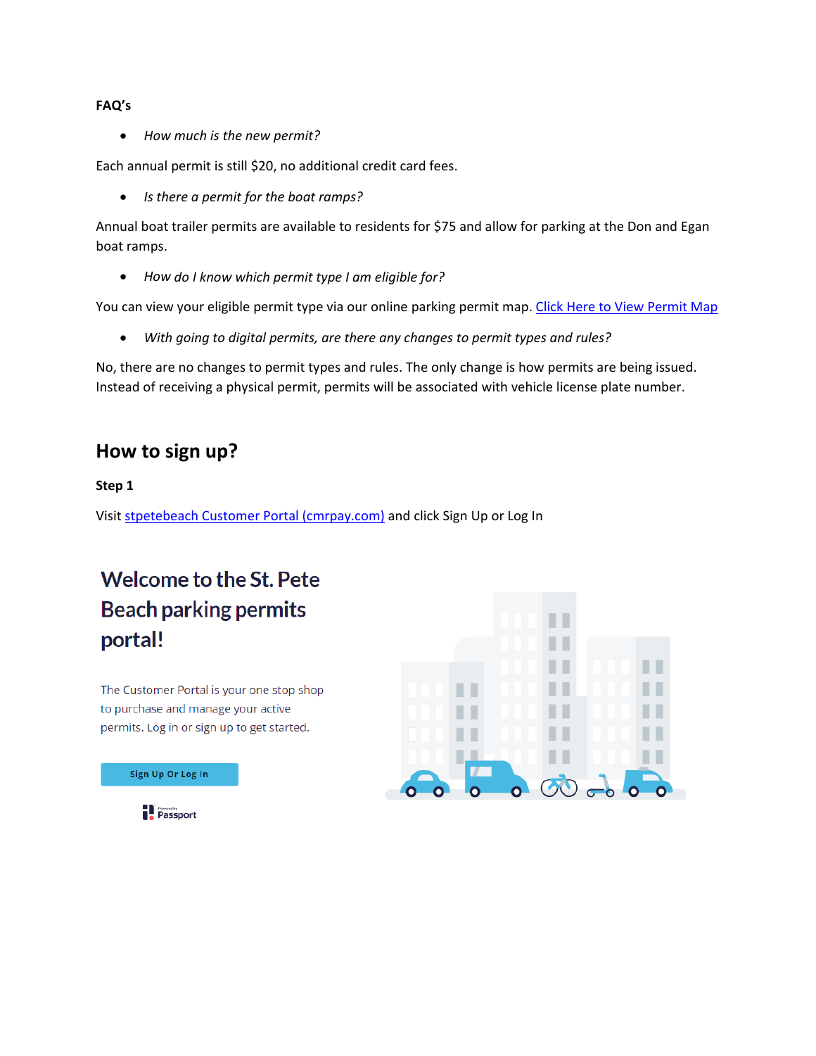**FAQ's**

- *How much is the new permit?*

Each annual permit is still $20, no additional credit card fees.

- *Is there a permit for the boat ramps?*

Annual boat trailer permits are available to residents for $75 and allow for parking at the Don and Egan boat ramps.

- *How do I know which permit type I am eligible for?*

You can view your eligible permit type via our online parking permit map. Click Here to View Permit Map

- *With going to digital permits, are there any changes to permit types and rules?*

No, there are no changes to permit types and rules. The only change is how permits are being issued. Instead of receiving a physical permit, permits will be associated with vehicle license plate number.

## How to sign up?

**Step 1**

Visit stpetebeach Customer Portal (cmrpay.com) and click Sign Up or Log In

Welcome to the St. Pete Beach parking permits portal!

The Customer Portal is your one stop shop to purchase and manage your active permits. Log in or sign up to get started.

Sign Up Or Log In

Passport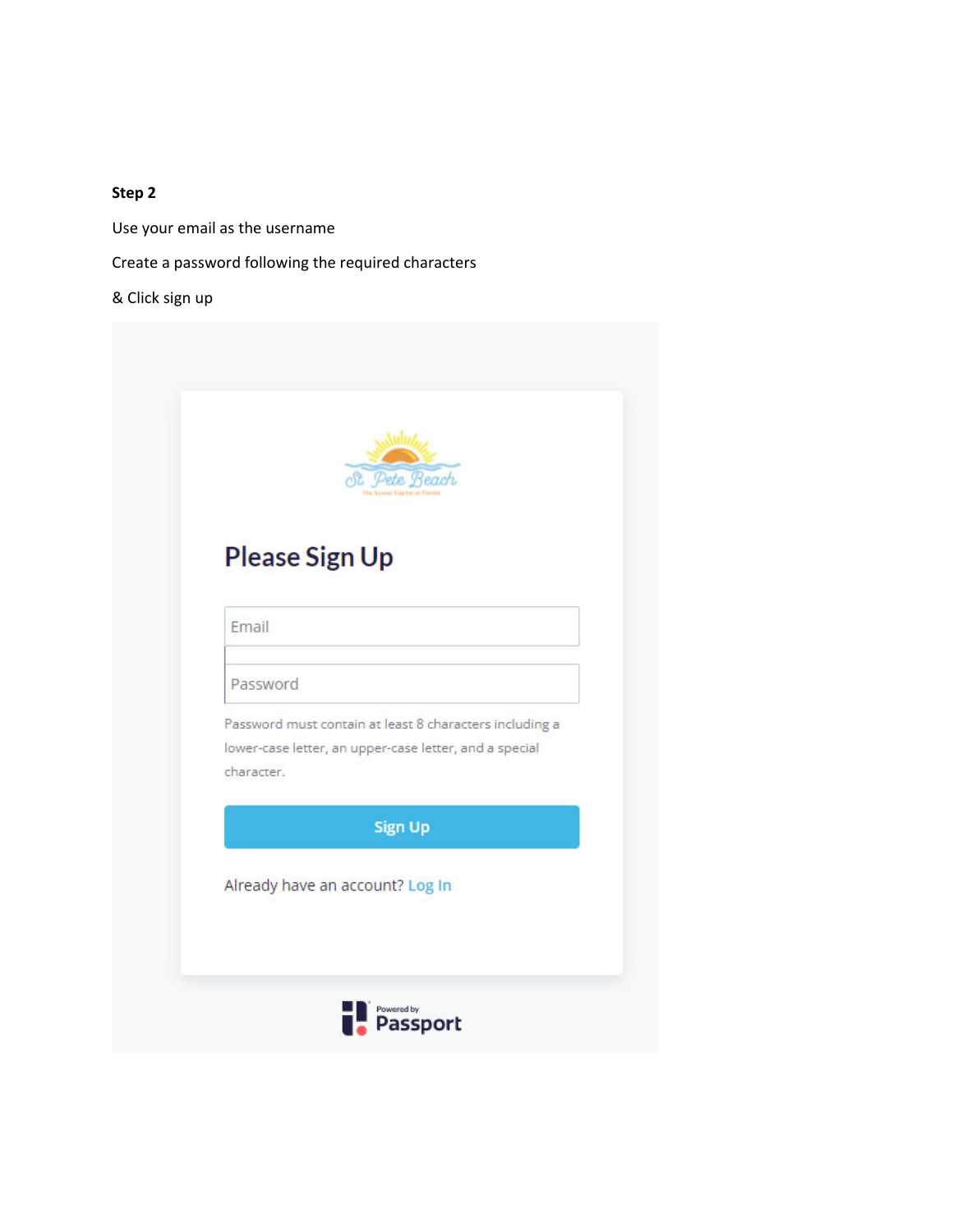**Step 2**

Use your email as the username

Create a password following the required characters

& Click sign up

St. Pete Beach

The Sunset Capital of Florida

## Please Sign Up

Email

Password

Password must contain at least 8 characters including a lower-case letter, an upper-case letter, and a special character.

Sign Up

Already have an account? Log In

Powered by Passport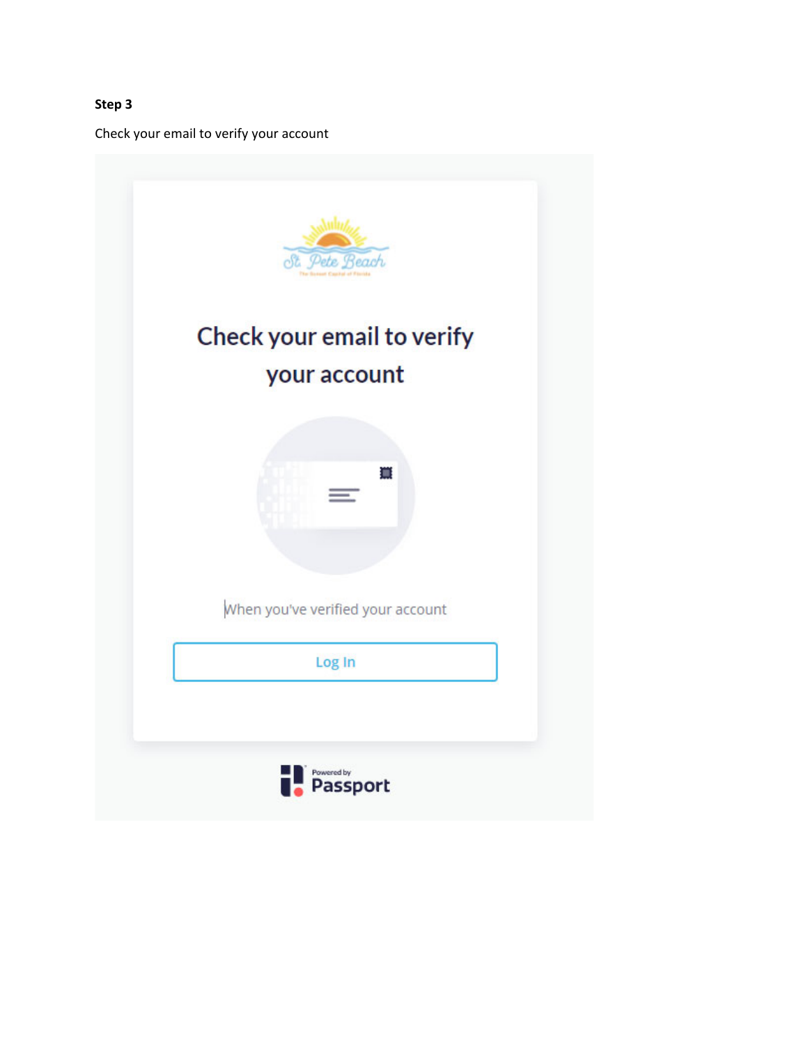**Step 3**

Check your email to verify your account

Check your email to verify your account

When you've verified your account

Log In

Powered by Passport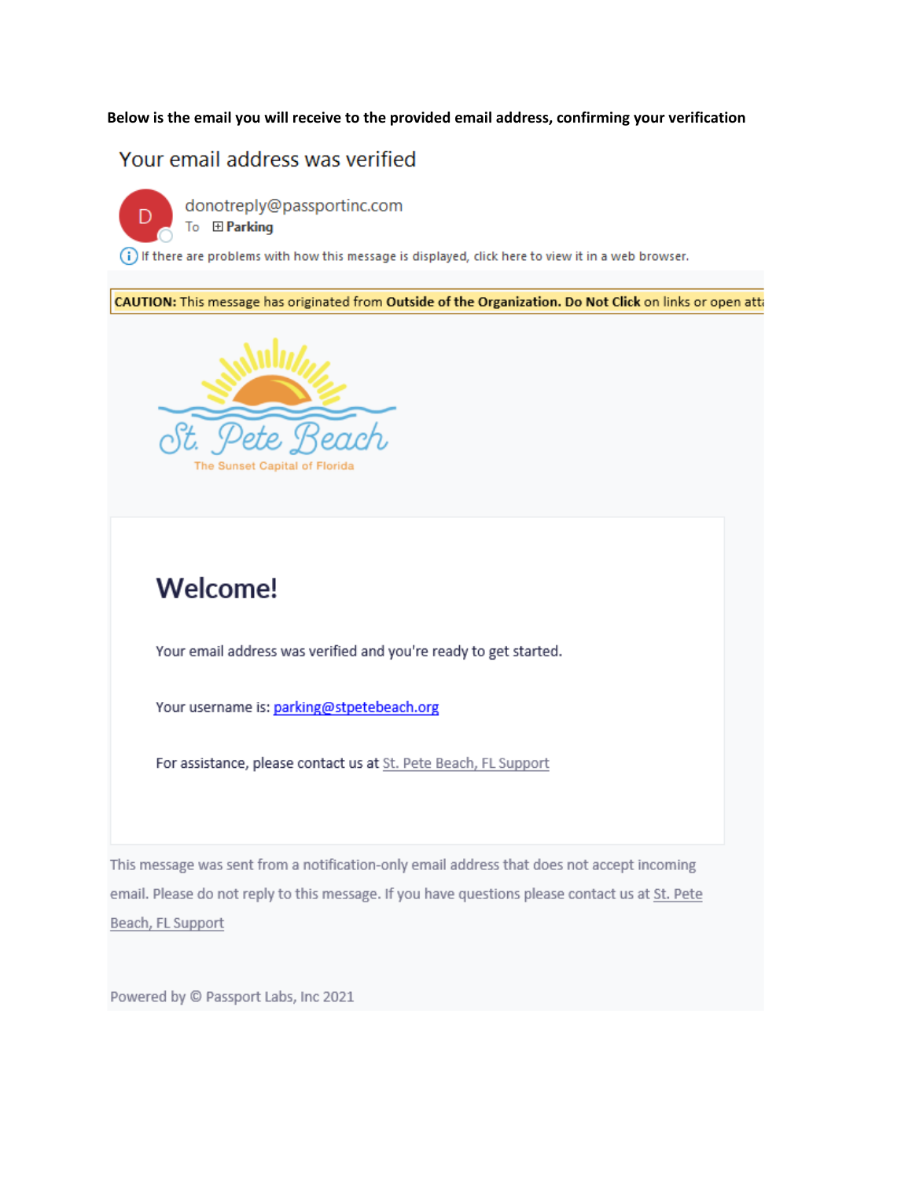**Below is the email you will receive to the provided email address, confirming your verification**

Your email address was verified

donotreply@passportinc.com
To ⊞ **Parking**

ⓘ If there are problems with how this message is displayed, click here to view it in a web browser.

**CAUTION:** This message has originated from **Outside of the Organization. Do Not Click** on links or open att

St. Pete Beach
The Sunset Capital of Florida

# Welcome!

Your email address was verified and you're ready to get started.

Your username is: parking@stpetebeach.org

For assistance, please contact us at St. Pete Beach, FL Support

This message was sent from a notification-only email address that does not accept incoming email. Please do not reply to this message. If you have questions please contact us at St. Pete Beach, FL Support

Powered by © Passport Labs, Inc 2021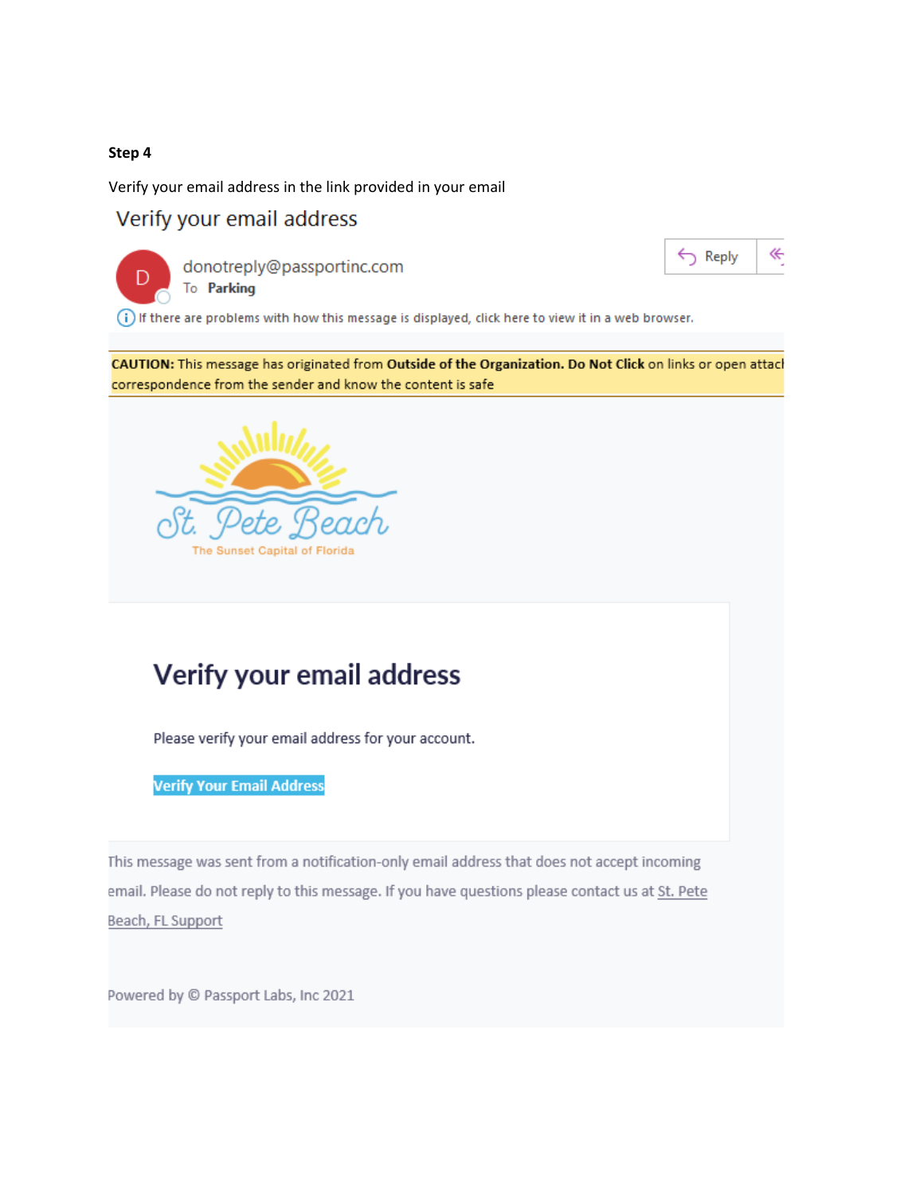**Step 4**

Verify your email address in the link provided in your email

Verify your email address

donotreply@passportinc.com

To Parking

If there are problems with how this message is displayed, click here to view it in a web browser.

**CAUTION:** This message has originated from **Outside of the Organization. Do Not Click** on links or open attac correspondence from the sender and know the content is safe

St. Pete Beach

The Sunset Capital of Florida

## Verify your email address

Please verify your email address for your account.

Verify Your Email Address

This message was sent from a notification-only email address that does not accept incoming email. Please do not reply to this message. If you have questions please contact us at St. Pete Beach, FL Support

Powered by © Passport Labs, Inc 2021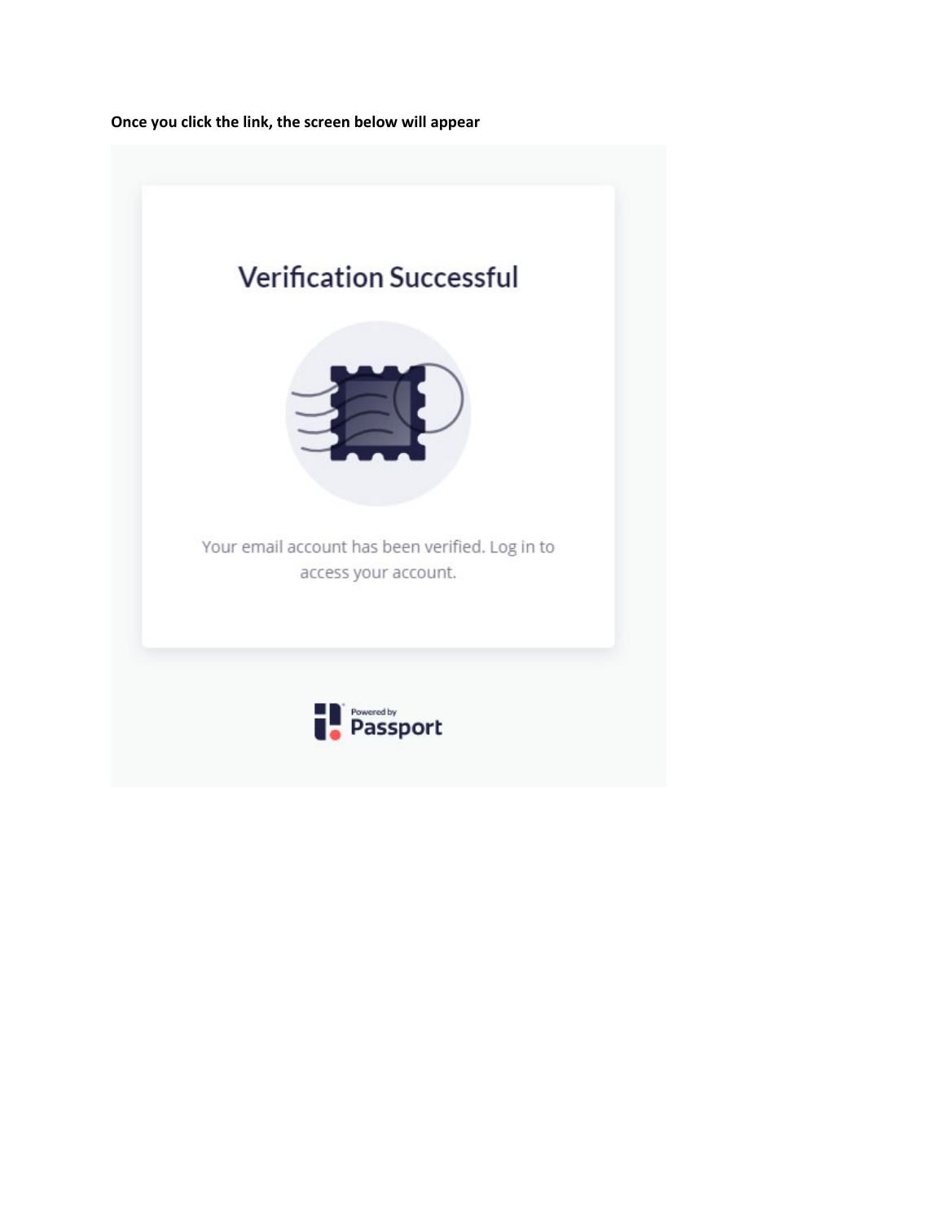**Once you click the link, the screen below will appear**

Verification Successful

Your email account has been verified. Log in to access your account.

Powered by Passport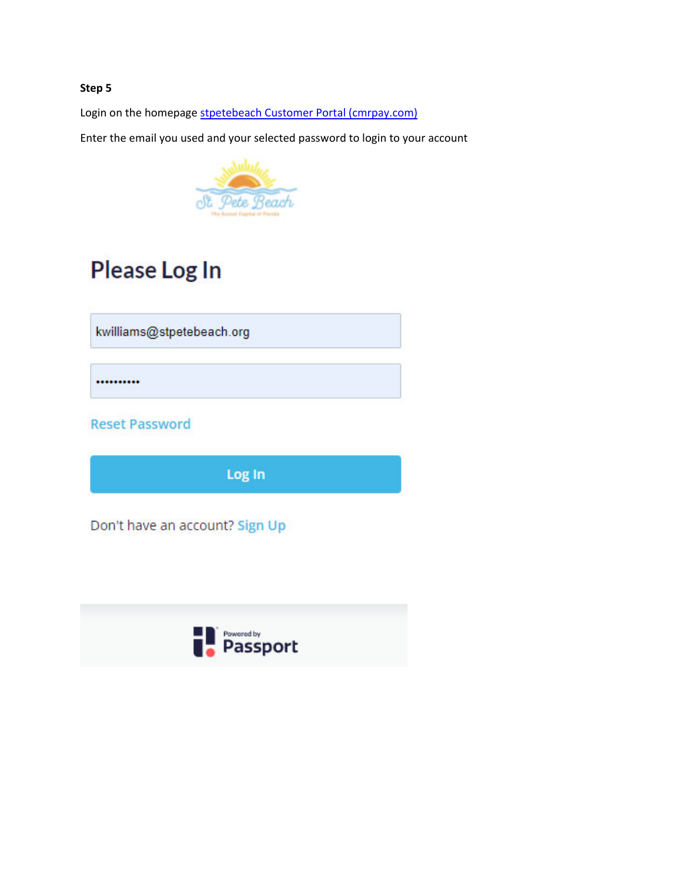**Step 5**

Login on the homepage [stpetebeach Customer Portal (cmrpay.com)]

Enter the email you used and your selected password to login to your account

# Please Log In

kwilliams@stpetebeach.org

••••••••••

Reset Password

Log In

Don't have an account? Sign Up

Powered by Passport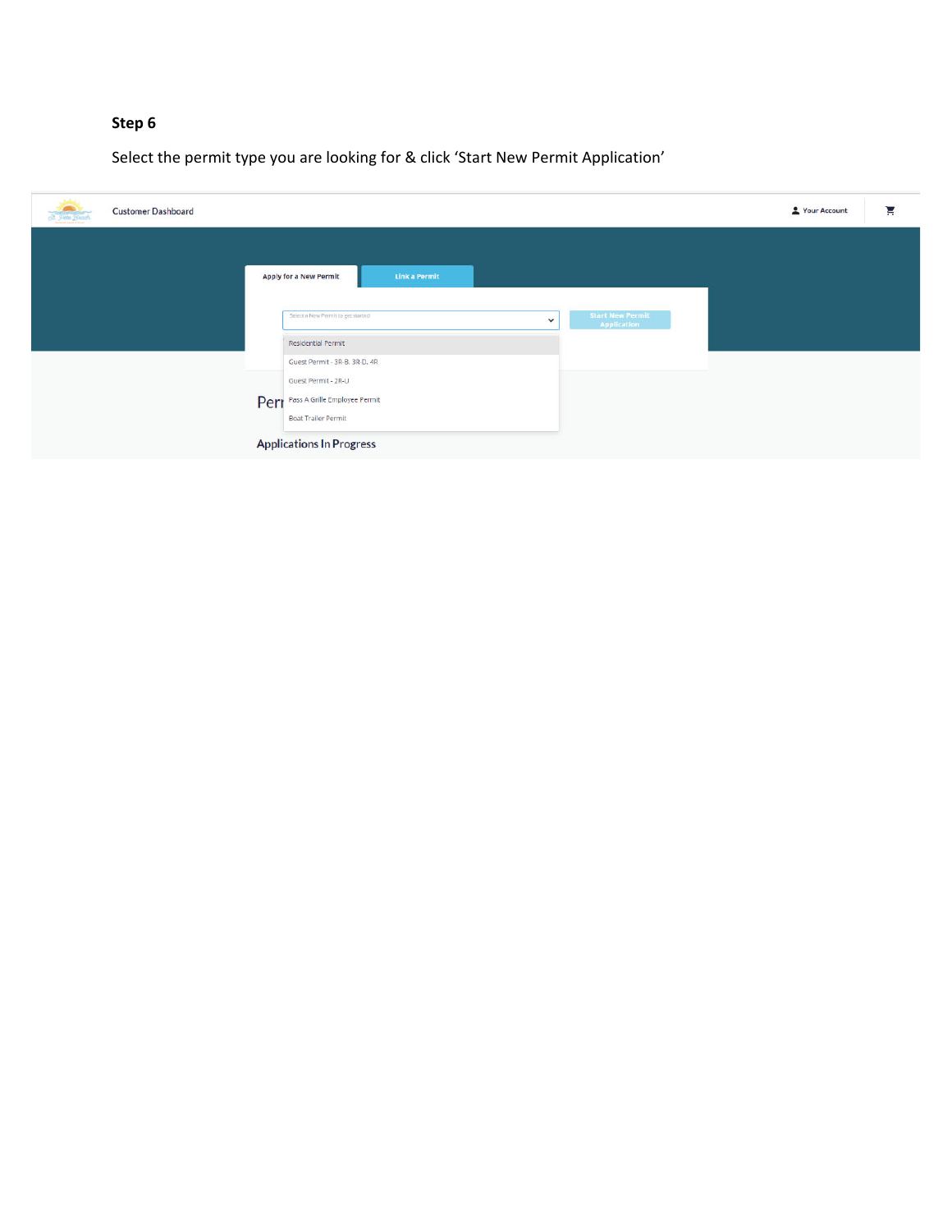**Step 6**

Select the permit type you are looking for & click 'Start New Permit Application'

Customer Dashboard

Your Account

Apply for a New Permit

Link a Permit

Select a New Permit to get started

Start New Permit Application

Residential Permit

Guest Permit - 3R-B, 3R-D, 4R

Guest Permit - 2R-U

Pass A Grille Employee Permit

Boat Trailer Permit

Per

Applications In Progress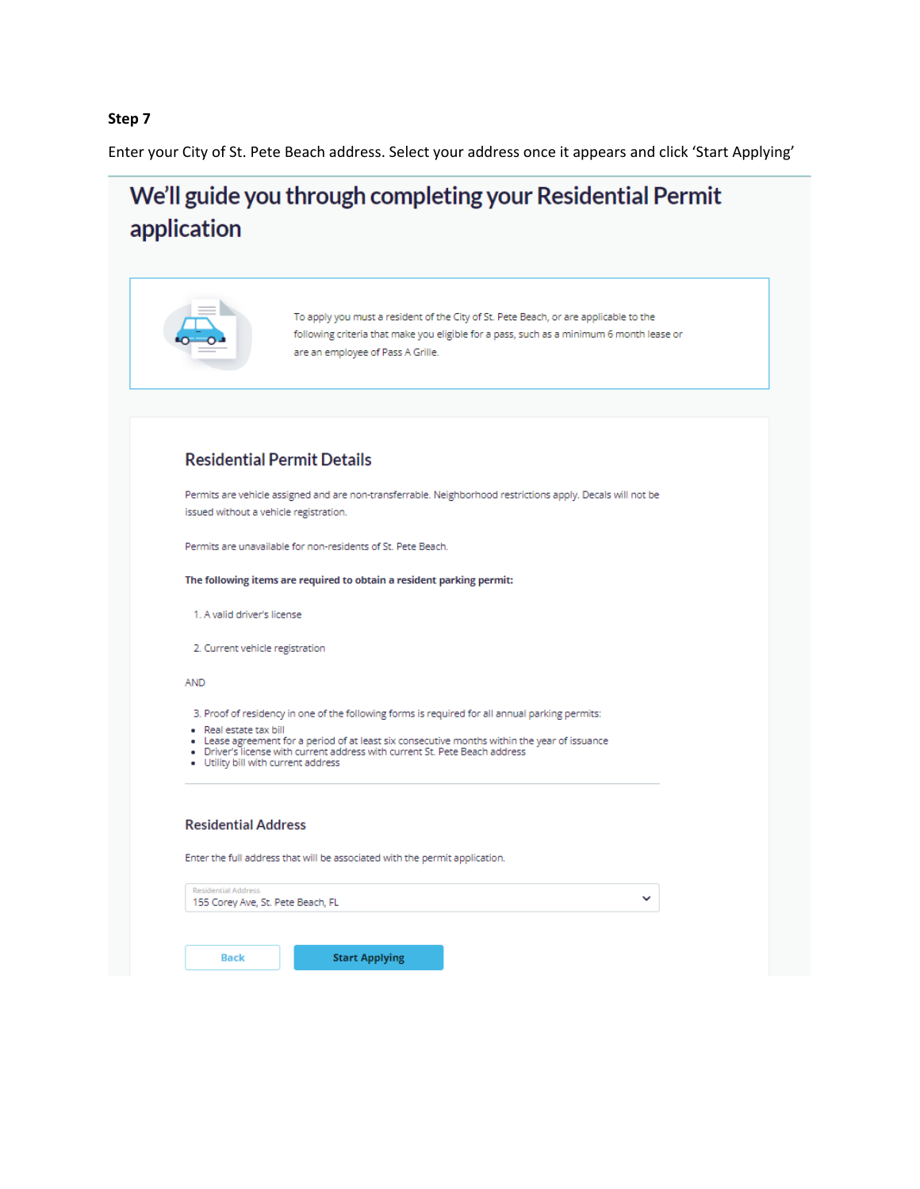**Step 7**

Enter your City of St. Pete Beach address. Select your address once it appears and click 'Start Applying'

# We'll guide you through completing your Residential Permit application

To apply you must a resident of the City of St. Pete Beach, or are applicable to the following criteria that make you eligible for a pass, such as a minimum 6 month lease or are an employee of Pass A Grille.

## Residential Permit Details

Permits are vehicle assigned and are non-transferrable. Neighborhood restrictions apply. Decals will not be issued without a vehicle registration.

Permits are unavailable for non-residents of St. Pete Beach.

**The following items are required to obtain a resident parking permit:**

1. A valid driver's license
2. Current vehicle registration

AND

3. Proof of residency in one of the following forms is required for all annual parking permits:

- Real estate tax bill
- Lease agreement for a period of at least six consecutive months within the year of issuance
- Driver's license with current address with current St. Pete Beach address
- Utility bill with current address

## Residential Address

Enter the full address that will be associated with the permit application.

Residential Address
155 Corey Ave, St. Pete Beach, FL

Back | Start Applying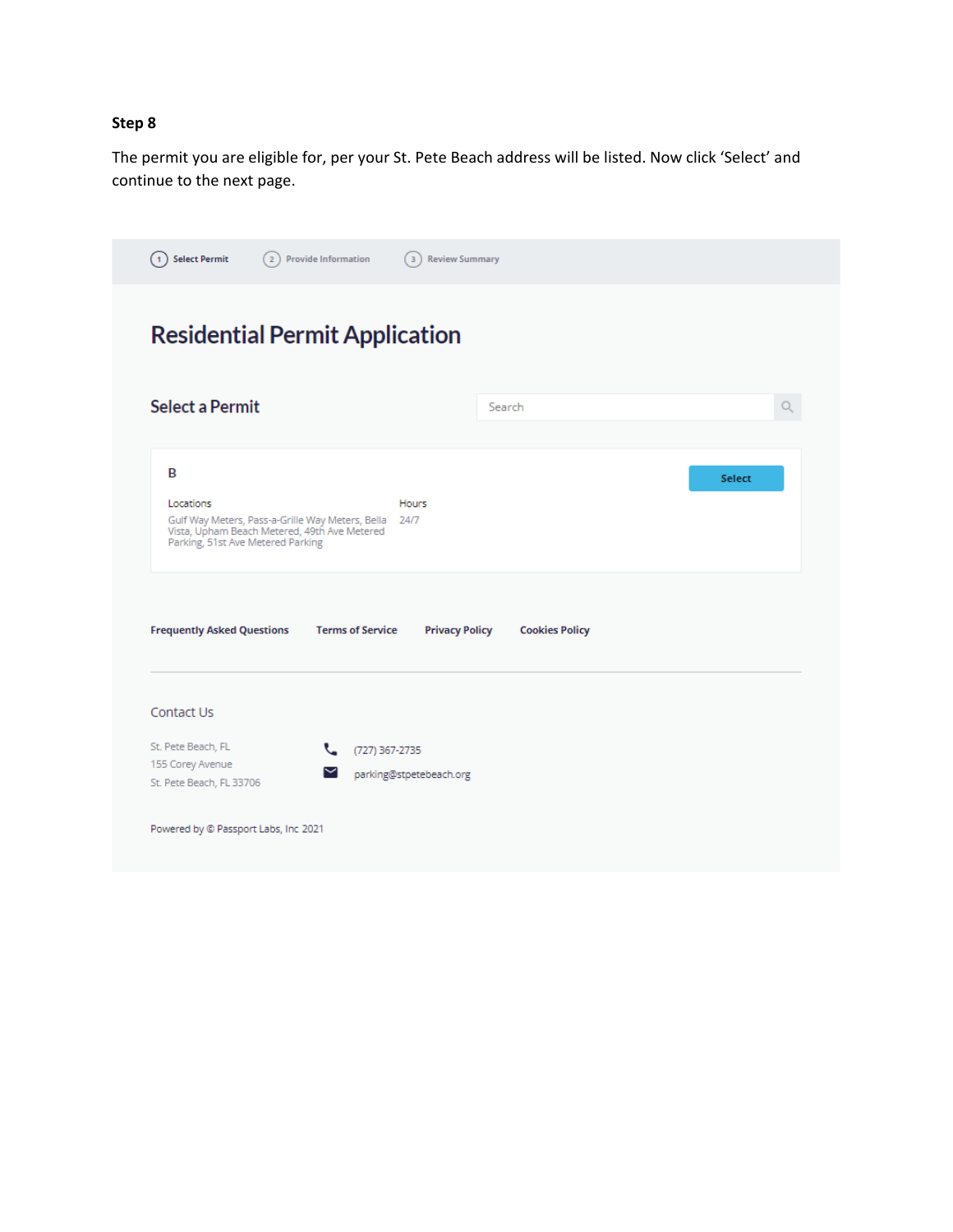**Step 8**

The permit you are eligible for, per your St. Pete Beach address will be listed. Now click 'Select' and continue to the next page.

1 Select Permit   2 Provide Information   3 Review Summary

# Residential Permit Application

## Select a Permit

Search

**B**

Select

| Locations | Hours |
| --- | --- |
| Gulf Way Meters, Pass-a-Grille Way Meters, Bella Vista, Upham Beach Metered, 49th Ave Metered Parking, 51st Ave Metered Parking | 24/7 |

**Frequently Asked Questions**   **Terms of Service**   **Privacy Policy**   **Cookies Policy**

Contact Us

St. Pete Beach, FL
155 Corey Avenue
St. Pete Beach, FL 33706

(727) 367-2735
parking@stpetebeach.org

Powered by © Passport Labs, Inc 2021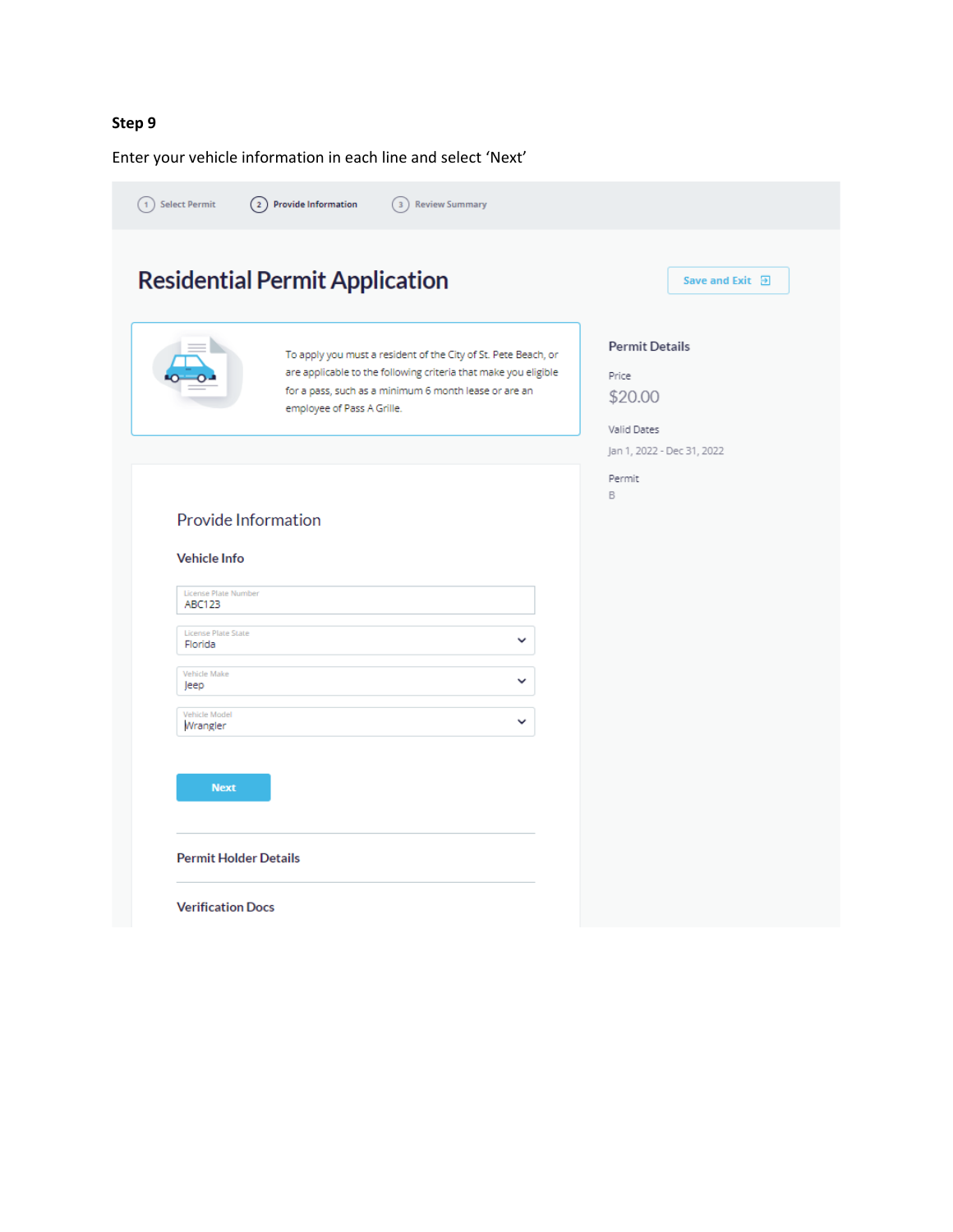**Step 9**

Enter your vehicle information in each line and select 'Next'

1 Select Permit | 2 Provide Information | 3 Review Summary

# Residential Permit Application

Save and Exit

To apply you must a resident of the City of St. Pete Beach, or are applicable to the following criteria that make you eligible for a pass, such as a minimum 6 month lease or are an employee of Pass A Grille.

**Permit Details**

Price
$20.00

Valid Dates
Jan 1, 2022 - Dec 31, 2022

Permit
B

## Provide Information

**Vehicle Info**

License Plate Number
ABC123

License Plate State
Florida

Vehicle Make
Jeep

Vehicle Model
Wrangler

Next

**Permit Holder Details**

**Verification Docs**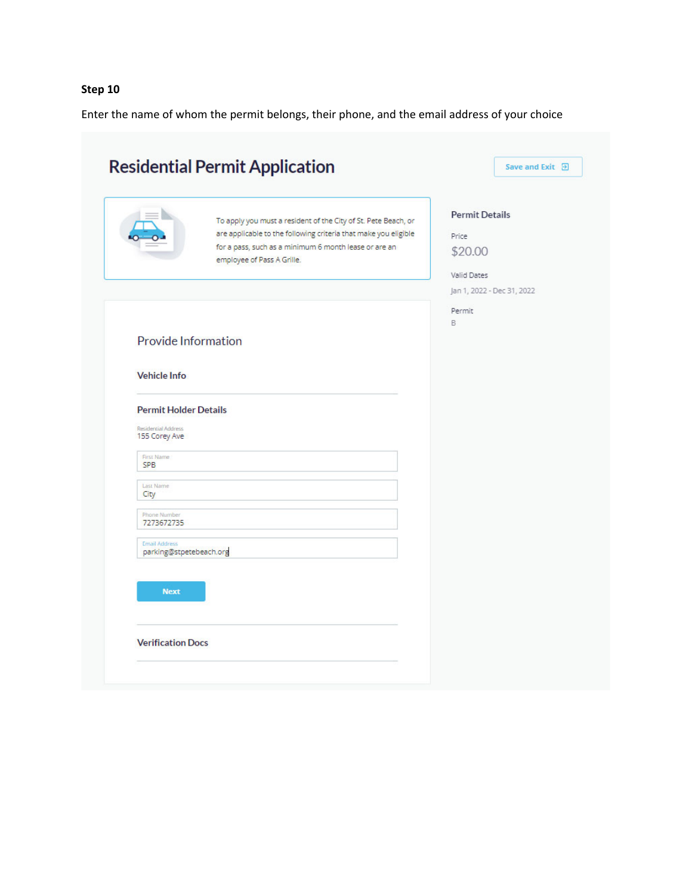**Step 10**

Enter the name of whom the permit belongs, their phone, and the email address of your choice

# Residential Permit Application

Save and Exit

To apply you must a resident of the City of St. Pete Beach, or are applicable to the following criteria that make you eligible for a pass, such as a minimum 6 month lease or are an employee of Pass A Grille.

**Permit Details**

Price

$20.00

Valid Dates

Jan 1, 2022 - Dec 31, 2022

Permit

B

## Provide Information

### Vehicle Info

### Permit Holder Details

Residential Address
155 Corey Ave

First Name
SPB

Last Name
City

Phone Number
7273672735

Email Address
parking@stpetebeach.org

Next

### Verification Docs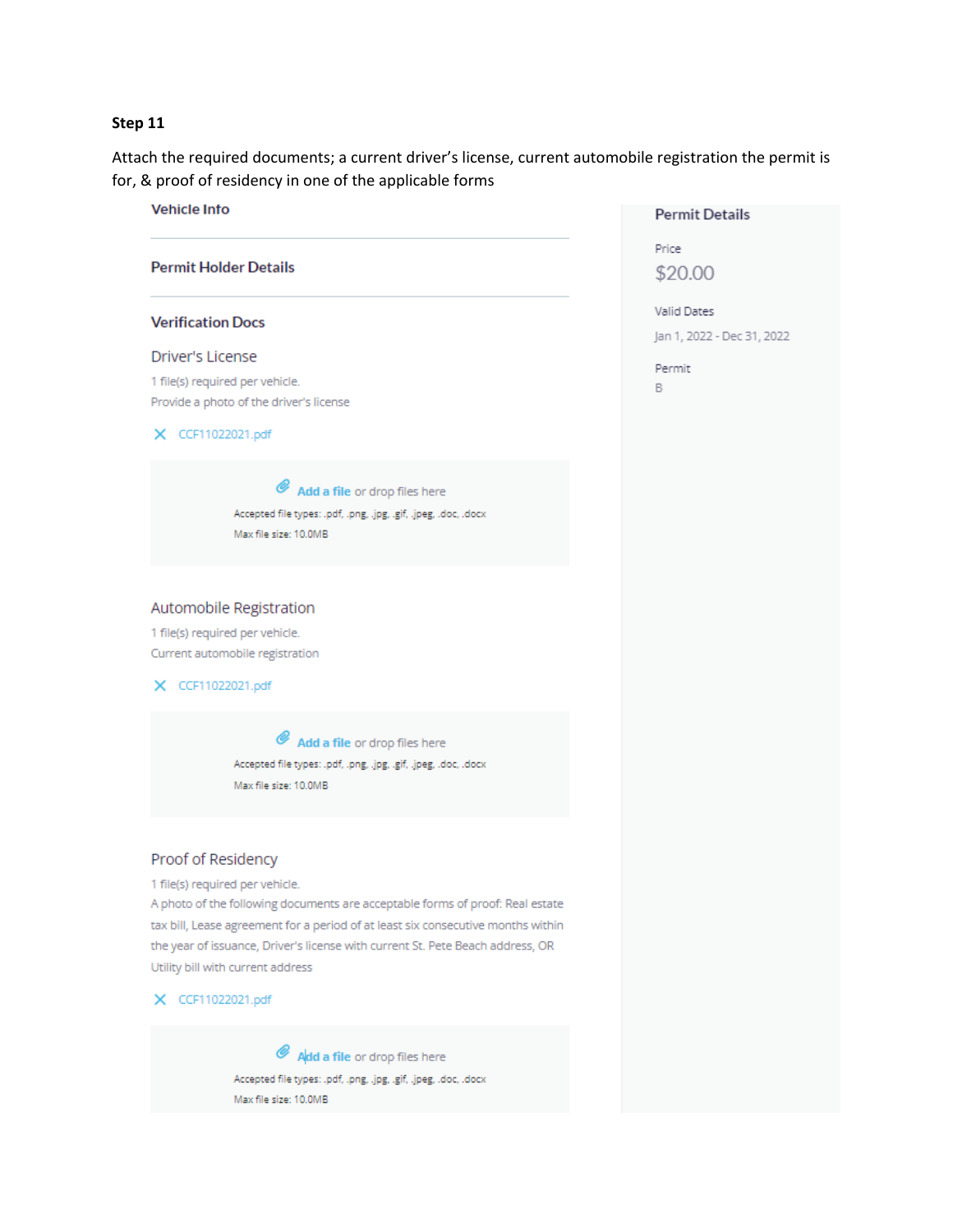**Step 11**

Attach the required documents; a current driver's license, current automobile registration the permit is for, & proof of residency in one of the applicable forms

**Vehicle Info**

**Permit Holder Details**

**Verification Docs**

Driver's License

1 file(s) required per vehicle.

Provide a photo of the driver's license

✕ CCF11022021.pdf

Add a file or drop files here

Accepted file types: .pdf, .png, .jpg, .gif, .jpeg, .doc, .docx

Max file size: 10.0MB

Automobile Registration

1 file(s) required per vehicle.

Current automobile registration

✕ CCF11022021.pdf

Add a file or drop files here

Accepted file types: .pdf, .png, .jpg, .gif, .jpeg, .doc, .docx

Max file size: 10.0MB

Proof of Residency

1 file(s) required per vehicle.

A photo of the following documents are acceptable forms of proof: Real estate tax bill, Lease agreement for a period of at least six consecutive months within the year of issuance, Driver's license with current St. Pete Beach address, OR Utility bill with current address

✕ CCF11022021.pdf

Add a file or drop files here

Accepted file types: .pdf, .png, .jpg, .gif, .jpeg, .doc, .docx

Max file size: 10.0MB

**Permit Details**

Price

$20.00

Valid Dates

Jan 1, 2022 - Dec 31, 2022

Permit

B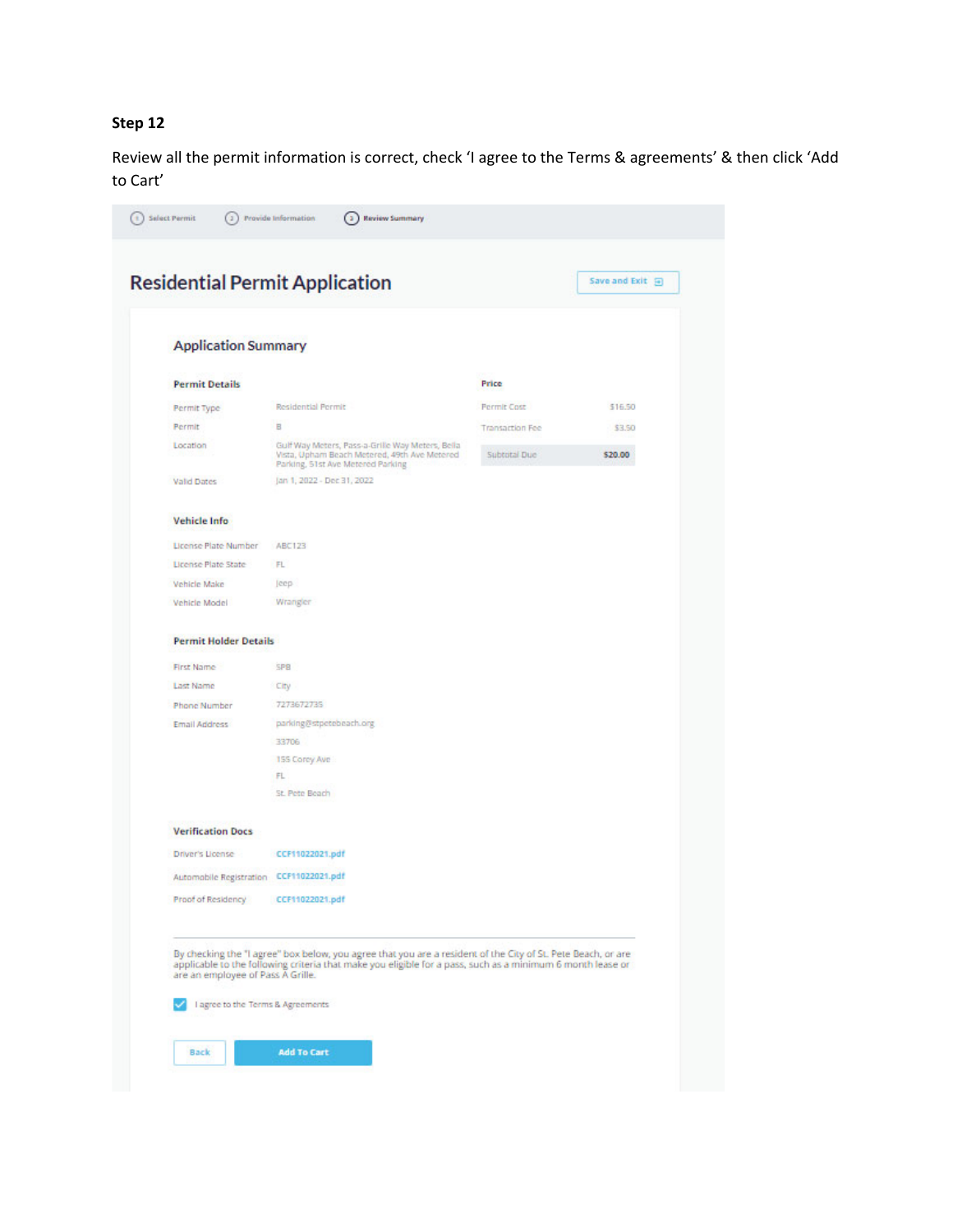**Step 12**

Review all the permit information is correct, check 'I agree to the Terms & agreements' & then click 'Add to Cart'

1 Select Permit 2 Provide Information 3 Review Summary

# Residential Permit Application

Save and Exit

## Application Summary

**Permit Details**

| | |
|---|---|
| Permit Type | Residential Permit |
| Permit | B |
| Location | Gulf Way Meters, Pass-a-Grille Way Meters, Bella Vista, Upham Beach Metered, 49th Ave Metered Parking, 51st Ave Metered Parking |
| Valid Dates | Jan 1, 2022 - Dec 31, 2022 |

**Price**

| | |
|---|---|
| Permit Cost | $16.50 |
| Transaction Fee | $3.50 |
| Subtotal Due | **$20.00** |

**Vehicle Info**

| | |
|---|---|
| License Plate Number | ABC123 |
| License Plate State | FL |
| Vehicle Make | Jeep |
| Vehicle Model | Wrangler |

**Permit Holder Details**

| | |
|---|---|
| First Name | SPB |
| Last Name | City |
| Phone Number | 7273672735 |
| Email Address | parking@stpetebeach.org |
| | 33706 |
| | 155 Corey Ave |
| | FL |
| | St. Pete Beach |

**Verification Docs**

| | |
|---|---|
| Driver's License | CCF11022021.pdf |
| Automobile Registration | CCF11022021.pdf |
| Proof of Residency | CCF11022021.pdf |

By checking the "I agree" box below, you agree that you are a resident of the City of St. Pete Beach, or are applicable to the following criteria that make you eligible for a pass, such as a minimum 6 month lease or are an employee of Pass A Grille.

☑ I agree to the Terms & Agreements

Back | Add To Cart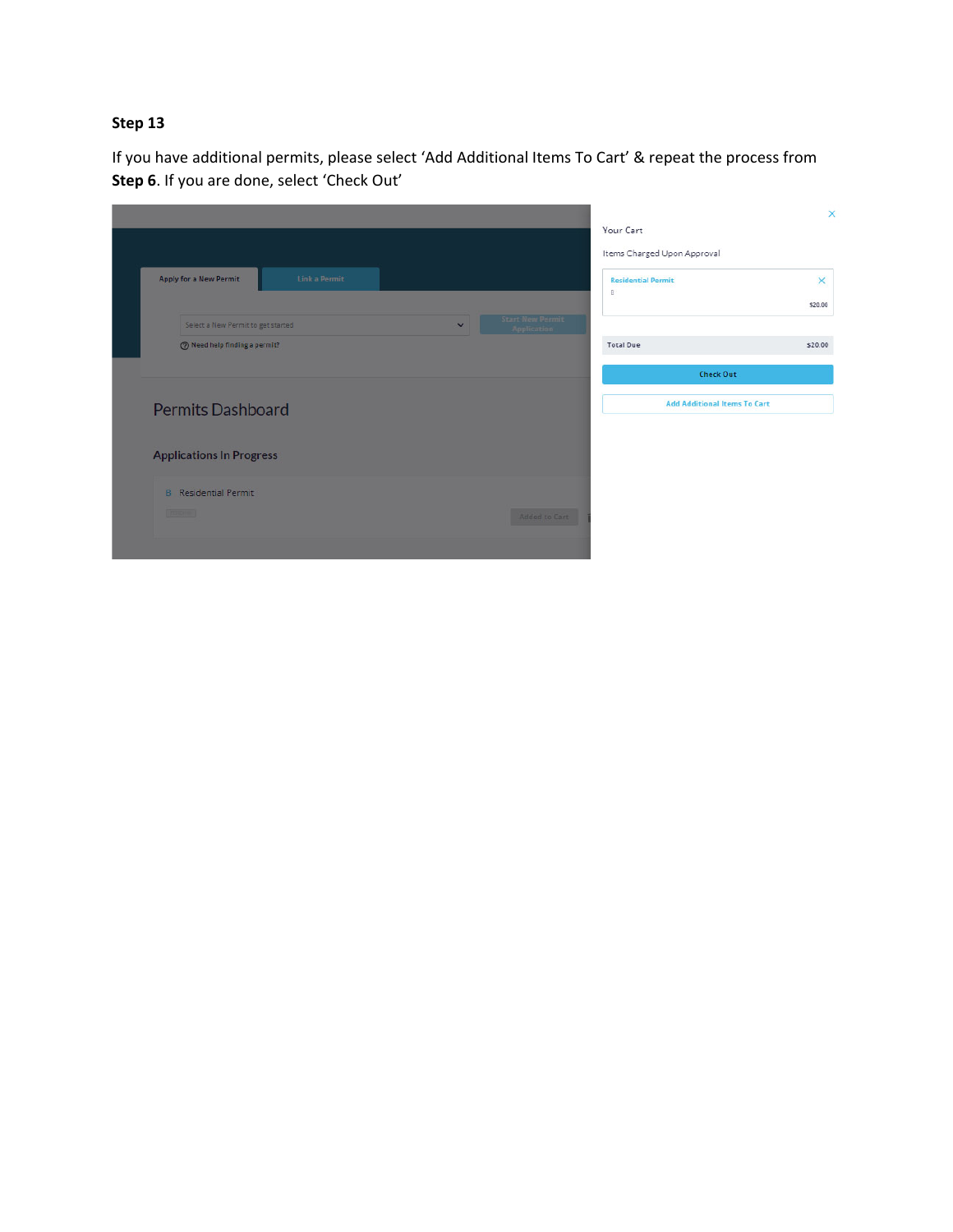**Step 13**

If you have additional permits, please select ‘Add Additional Items To Cart’ & repeat the process from **Step 6**. If you are done, select ‘Check Out’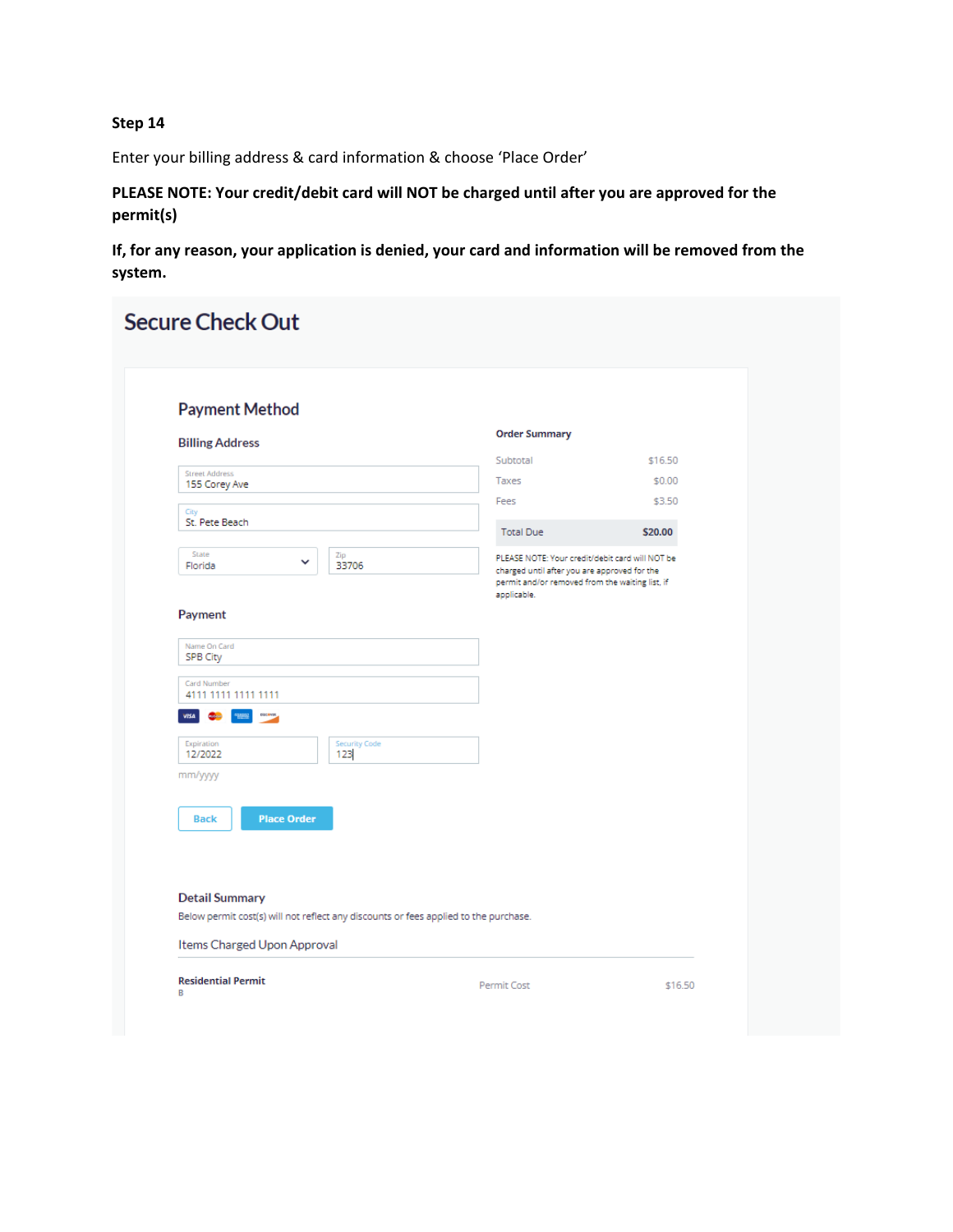**Step 14**

Enter your billing address & card information & choose 'Place Order'

**PLEASE NOTE: Your credit/debit card will NOT be charged until after you are approved for the permit(s)**

**If, for any reason, your application is denied, your card and information will be removed from the system.**

## Secure Check Out

### Payment Method

#### Billing Address

Street Address
155 Corey Ave

City
St. Pete Beach

State
Florida

Zip
33706

#### Payment

Name On Card
SPB City

Card Number
4111 1111 1111 1111

Expiration
12/2022

Security Code
123

mm/yyyy

Back | Place Order

**Order Summary**

| | |
|---|---|
| Subtotal | $16.50 |
| Taxes | $0.00 |
| Fees | $3.50 |
| Total Due | **$20.00** |

PLEASE NOTE: Your credit/debit card will NOT be charged until after you are approved for the permit and/or removed from the waiting list, if applicable.

#### Detail Summary

Below permit cost(s) will not reflect any discounts or fees applied to the purchase.

Items Charged Upon Approval

| | | |
|---|---|---|
| **Residential Permit** B | Permit Cost | $16.50 |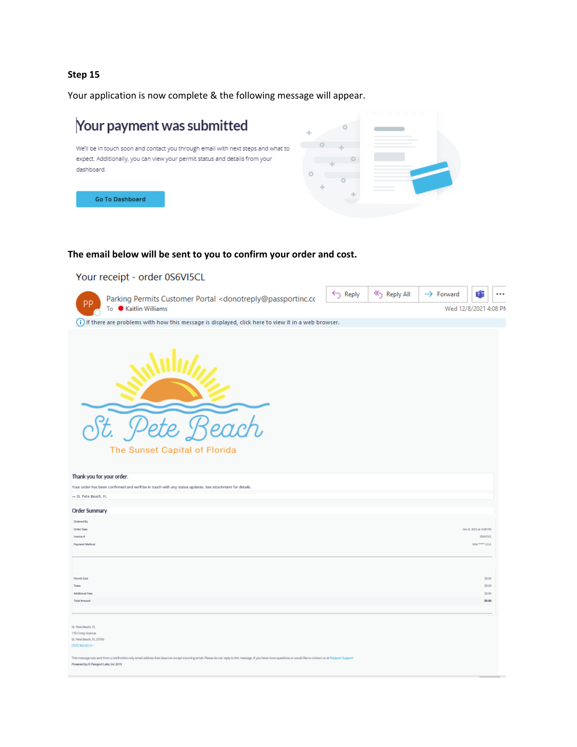**Step 15**

Your application is now complete & the following message will appear.

Your payment was submitted

We'll be in touch soon and contact you through email with next steps and what to expect. Additionally, you can view your permit status and details from your dashboard.

Go To Dashboard

**The email below will be sent to you to confirm your order and cost.**

Your receipt - order 0S6VI5CL

Parking Permits Customer Portal <donotreply@passportinc.cc
To Kaitlin Williams
Wed 12/8/2021 4:08 PM

If there are problems with how this message is displayed, click here to view it in a web browser.

St. Pete Beach
The Sunset Capital of Florida

Thank you for your order.

Your order has been confirmed and we'll be in touch with any status updates. See attachment for details.

— St. Pete Beach, FL

Order Summary

| | |
|---|---|
| Ordered By | |
| Order Date | Dec 8, 2021 at 4:08 PM |
| Invoice # | 0S6VI5CL |
| Payment Method | VISA **** 1111 |

| | |
|---|---|
| Permit Cost | $0.00 |
| Taxes | $0.00 |
| Additional Fees | $0.00 |
| Total Amount | $0.00 |

St. Pete Beach, FL
155 Corey Avenue
St. Pete Beach, FL 33706
(727) 363-9213

This message was sent from a notification-only email address that does not accept incoming email. Please do not reply to this message. If you have more questions or would like to contact us at Passport Support

Powered by © Passport Labs, Inc 2019